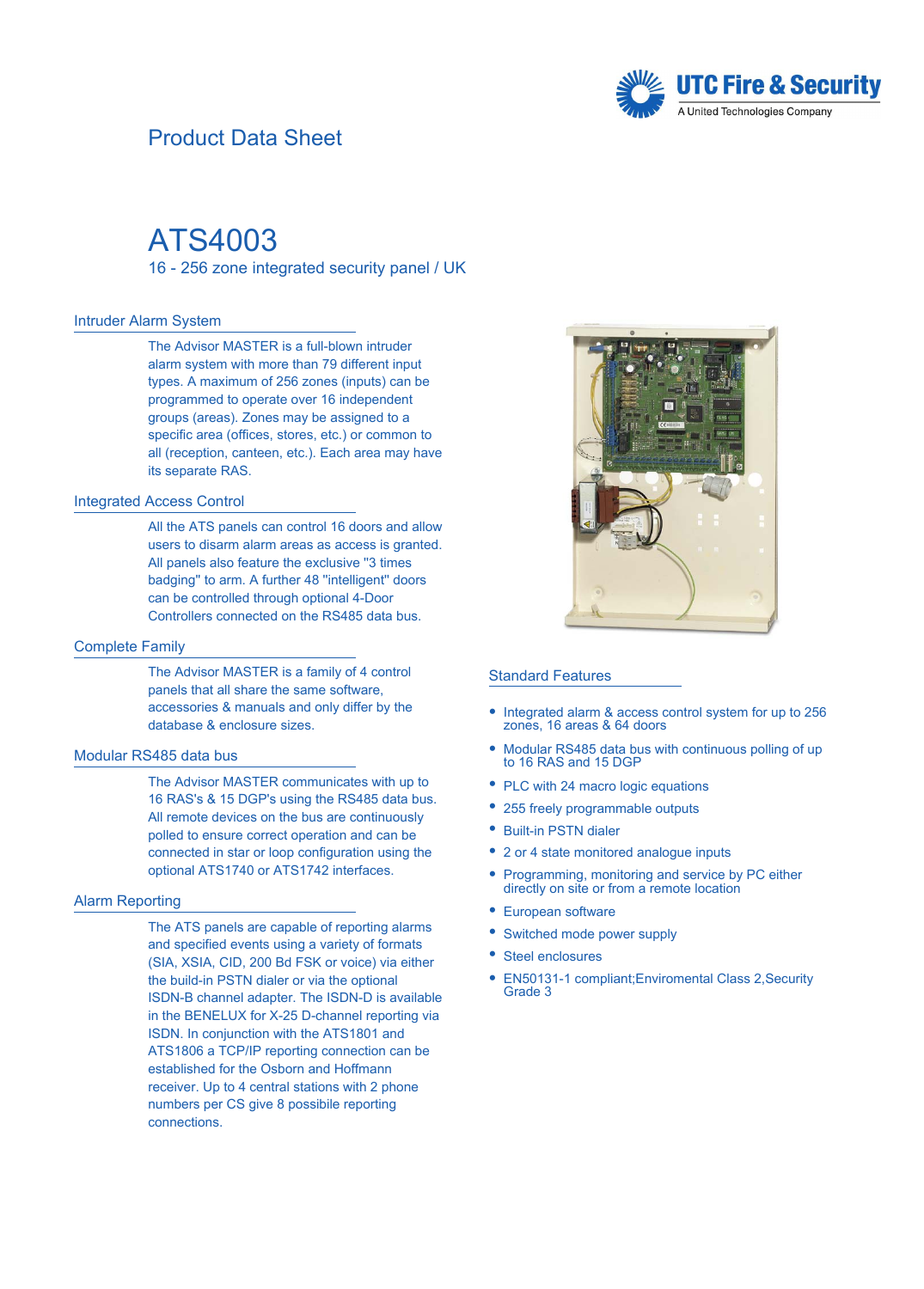UTC Fire & Security
A United Technologies Company

Product Data Sheet

# ATS4003

16 - 256 zone integrated security panel / UK

## Intruder Alarm System

The Advisor MASTER is a full-blown intruder alarm system with more than 79 different input types. A maximum of 256 zones (inputs) can be programmed to operate over 16 independent groups (areas). Zones may be assigned to a specific area (offices, stores, etc.) or common to all (reception, canteen, etc.). Each area may have its separate RAS.

## Integrated Access Control

All the ATS panels can control 16 doors and allow users to disarm alarm areas as access is granted. All panels also feature the exclusive "3 times badging" to arm. A further 48 "intelligent" doors can be controlled through optional 4-Door Controllers connected on the RS485 data bus.

## Complete Family

The Advisor MASTER is a family of 4 control panels that all share the same software, accessories & manuals and only differ by the database & enclosure sizes.

## Modular RS485 data bus

The Advisor MASTER communicates with up to 16 RAS's & 15 DGP's using the RS485 data bus. All remote devices on the bus are continuously polled to ensure correct operation and can be connected in star or loop configuration using the optional ATS1740 or ATS1742 interfaces.

## Alarm Reporting

The ATS panels are capable of reporting alarms and specified events using a variety of formats (SIA, XSIA, CID, 200 Bd FSK or voice) via either the build-in PSTN dialer or via the optional ISDN-B channel adapter. The ISDN-D is available in the BENELUX for X-25 D-channel reporting via ISDN. In conjunction with the ATS1801 and ATS1806 a TCP/IP reporting connection can be established for the Osborn and Hoffmann receiver. Up to 4 central stations with 2 phone numbers per CS give 8 possibile reporting connections.

## Standard Features

- Integrated alarm & access control system for up to 256 zones, 16 areas & 64 doors
- Modular RS485 data bus with continuous polling of up to 16 RAS and 15 DGP
- PLC with 24 macro logic equations
- 255 freely programmable outputs
- Built-in PSTN dialer
- 2 or 4 state monitored analogue inputs
- Programming, monitoring and service by PC either directly on site or from a remote location
- European software
- Switched mode power supply
- Steel enclosures
- EN50131-1 compliant;Enviromental Class 2,Security Grade 3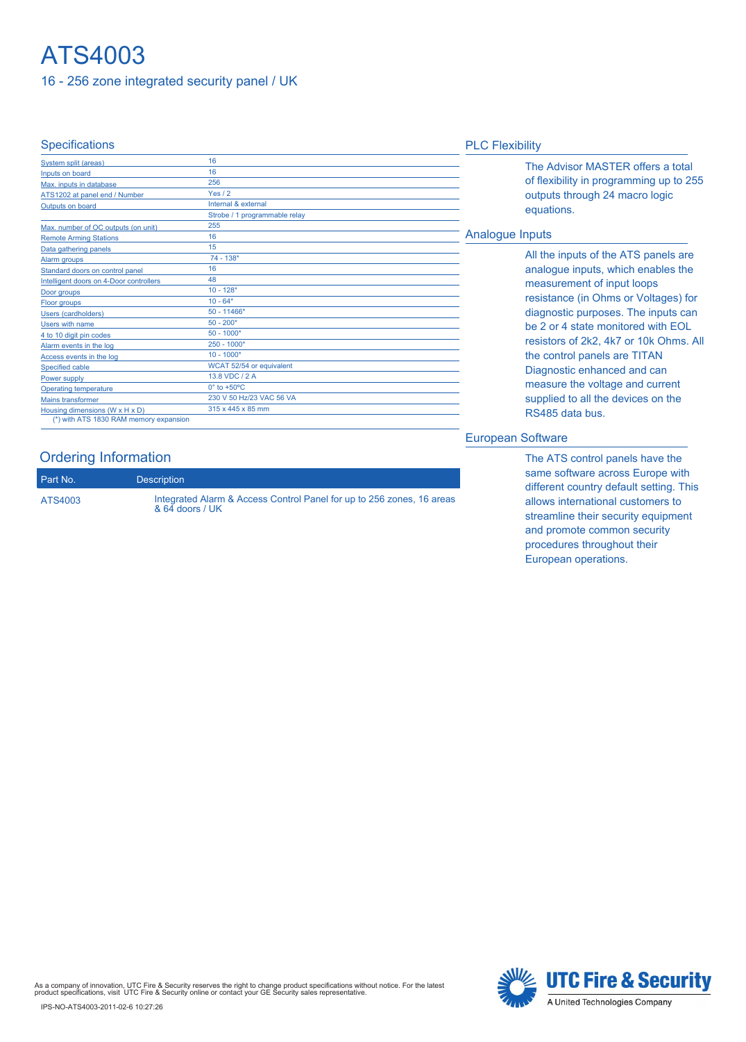# ATS4003

16 - 256 zone integrated security panel / UK

## Specifications

| | |
|---|---|
| System split (areas) | 16 |
| Inputs on board | 16 |
| Max. inputs in database | 256 |
| ATS1202 at panel end / Number | Yes / 2 |
| Outputs on board | Internal & external |
| | Strobe / 1 programmable relay |
| Max. number of OC outputs (on unit) | 255 |
| Remote Arming Stations | 16 |
| Data gathering panels | 15 |
| Alarm groups | 74 - 138* |
| Standard doors on control panel | 16 |
| Intelligent doors on 4-Door controllers | 48 |
| Door groups | 10 - 128* |
| Floor groups | 10 - 64* |
| Users (cardholders) | 50 - 11466* |
| Users with name | 50 - 200* |
| 4 to 10 digit pin codes | 50 - 1000* |
| Alarm events in the log | 250 - 1000* |
| Access events in the log | 10 - 1000* |
| Specified cable | WCAT 52/54 or equivalent |
| Power supply | 13.8 VDC / 2 A |
| Operating temperature | 0° to +50°C |
| Mains transformer | 230 V 50 Hz/23 VAC 56 VA |
| Housing dimensions (W x H x D) | 315 x 445 x 85 mm |

(*) with ATS 1830 RAM memory expansion

## Ordering Information

| Part No. | Description |
|---|---|
| ATS4003 | Integrated Alarm & Access Control Panel for up to 256 zones, 16 areas & 64 doors / UK |

## PLC Flexibility

The Advisor MASTER offers a total of flexibility in programming up to 255 outputs through 24 macro logic equations.

## Analogue Inputs

All the inputs of the ATS panels are analogue inputs, which enables the measurement of input loops resistance (in Ohms or Voltages) for diagnostic purposes. The inputs can be 2 or 4 state monitored with EOL resistors of 2k2, 4k7 or 10k Ohms. All the control panels are TITAN Diagnostic enhanced and can measure the voltage and current supplied to all the devices on the RS485 data bus.

## European Software

The ATS control panels have the same software across Europe with different country default setting. This allows international customers to streamline their security equipment and promote common security procedures throughout their European operations.

As a company of innovation, UTC Fire & Security reserves the right to change product specifications without notice. For the latest product specifications, visit UTC Fire & Security online or contact your GE Security sales representative.

IPS-NO-ATS4003-2011-02-6 10:27:26

UTC Fire & Security
A United Technologies Company